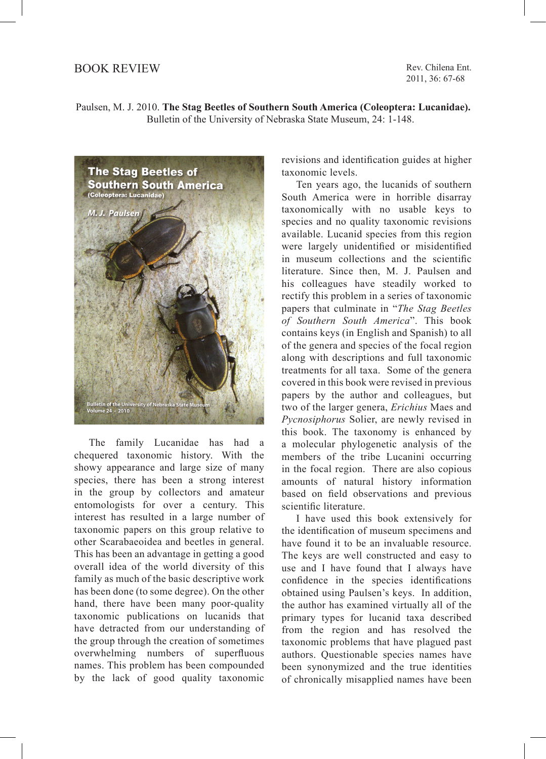# BOOK REVIEW

Paulsen, M. J. 2010. **The Stag Beetles of Southern South America (Coleoptera: Lucanidae).** Bulletin of the University of Nebraska State Museum, 24: 1-148.

The family Lucanidae has had a chequered taxonomic history. With the showy appearance and large size of many species, there has been a strong interest in the group by collectors and amateur entomologists for over a century. This interest has resulted in a large number of taxonomic papers on this group relative to other Scarabaeoidea and beetles in general. This has been an advantage in getting a good overall idea of the world diversity of this family as much of the basic descriptive work has been done (to some degree). On the other hand, there have been many poor-quality taxonomic publications on lucanids that have detracted from our understanding of the group through the creation of sometimes overwhelming numbers of superfluous names. This problem has been compounded by the lack of good quality taxonomic revisions and identification guides at higher taxonomic levels.

Ten years ago, the lucanids of southern South America were in horrible disarray taxonomically with no usable keys to species and no quality taxonomic revisions available. Lucanid species from this region were largely unidentified or misidentified in museum collections and the scientific literature. Since then, M. J. Paulsen and his colleagues have steadily worked to rectify this problem in a series of taxonomic papers that culminate in "*The Stag Beetles of Southern South America*". This book contains keys (in English and Spanish) to all of the genera and species of the focal region along with descriptions and full taxonomic treatments for all taxa. Some of the genera covered in this book were revised in previous papers by the author and colleagues, but two of the larger genera, *Erichius* Maes and *Pycnosiphorus* Solier, are newly revised in this book. The taxonomy is enhanced by a molecular phylogenetic analysis of the members of the tribe Lucanini occurring in the focal region. There are also copious amounts of natural history information based on field observations and previous scientific literature.

I have used this book extensively for the identification of museum specimens and have found it to be an invaluable resource. The keys are well constructed and easy to use and I have found that I always have confidence in the species identifications obtained using Paulsen's keys. In addition, the author has examined virtually all of the primary types for lucanid taxa described from the region and has resolved the taxonomic problems that have plagued past authors. Questionable species names have been synonymized and the true identities of chronically misapplied names have been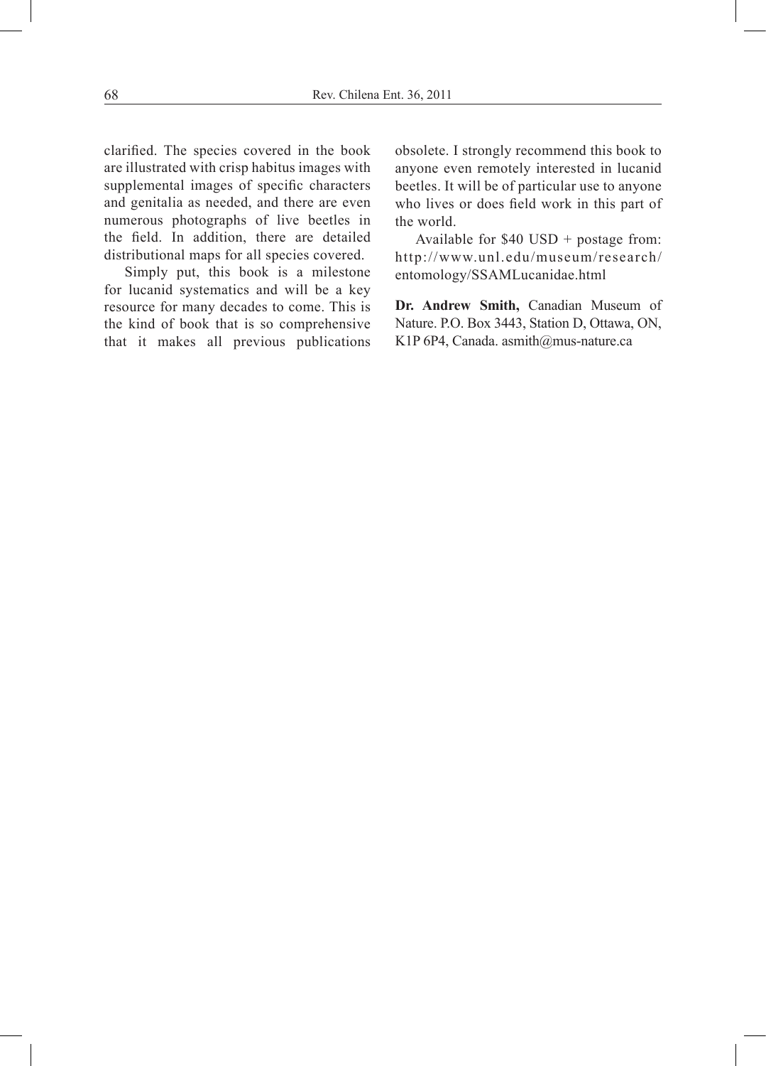clarified. The species covered in the book are illustrated with crisp habitus images with supplemental images of specific characters and genitalia as needed, and there are even numerous photographs of live beetles in the field. In addition, there are detailed distributional maps for all species covered.

Simply put, this book is a milestone for lucanid systematics and will be a key resource for many decades to come. This is the kind of book that is so comprehensive that it makes all previous publications obsolete. I strongly recommend this book to anyone even remotely interested in lucanid beetles. It will be of particular use to anyone who lives or does field work in this part of the world.

Available for $40 USD + postage from: http://www.unl.edu/museum/research/entomology/SSAMLucanidae.html

**Dr. Andrew Smith,** Canadian Museum of Nature. P.O. Box 3443, Station D, Ottawa, ON, K1P 6P4, Canada. asmith@mus-nature.ca